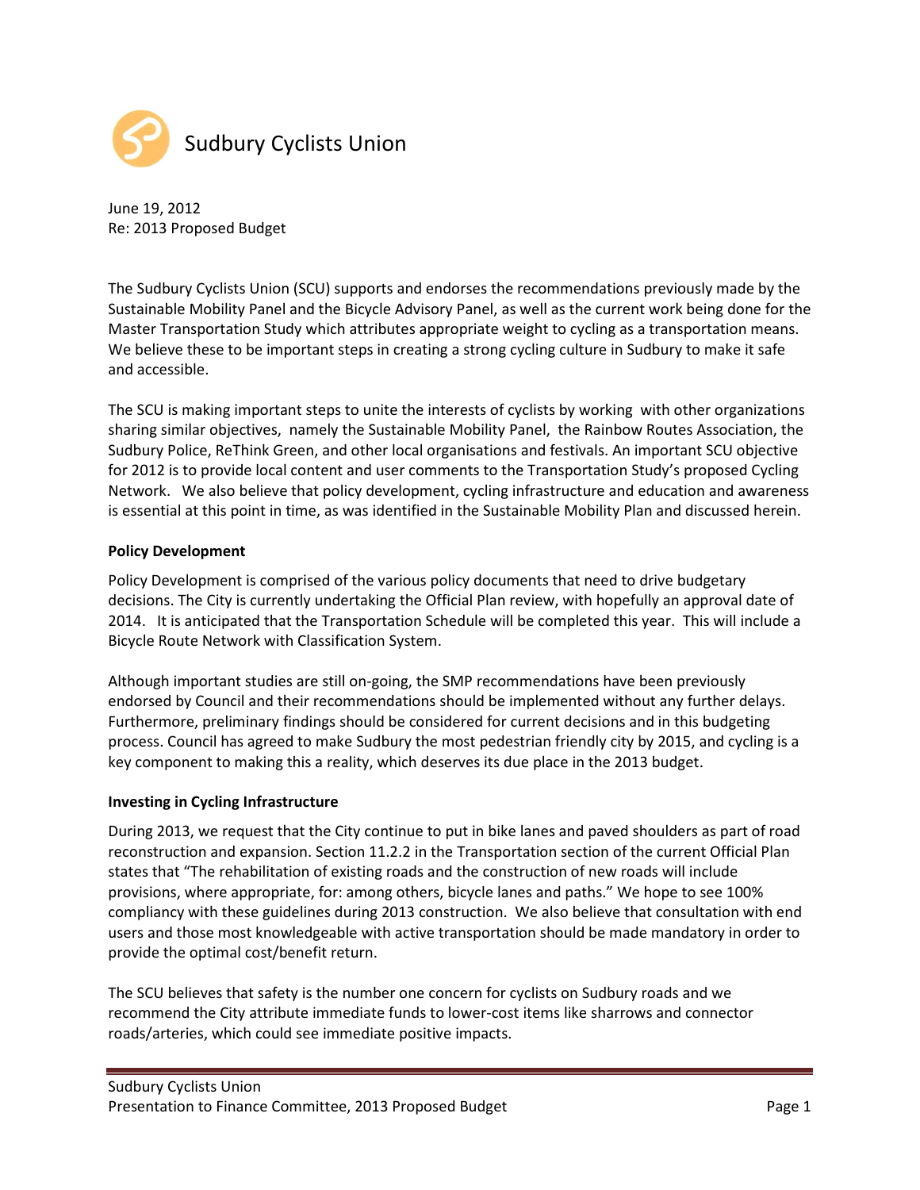# Sudbury Cyclists Union

June 19, 2012
Re: 2013 Proposed Budget

The Sudbury Cyclists Union (SCU) supports and endorses the recommendations previously made by the Sustainable Mobility Panel and the Bicycle Advisory Panel, as well as the current work being done for the Master Transportation Study which attributes appropriate weight to cycling as a transportation means. We believe these to be important steps in creating a strong cycling culture in Sudbury to make it safe and accessible.

The SCU is making important steps to unite the interests of cyclists by working with other organizations sharing similar objectives, namely the Sustainable Mobility Panel, the Rainbow Routes Association, the Sudbury Police, ReThink Green, and other local organisations and festivals. An important SCU objective for 2012 is to provide local content and user comments to the Transportation Study's proposed Cycling Network. We also believe that policy development, cycling infrastructure and education and awareness is essential at this point in time, as was identified in the Sustainable Mobility Plan and discussed herein.

**Policy Development**

Policy Development is comprised of the various policy documents that need to drive budgetary decisions. The City is currently undertaking the Official Plan review, with hopefully an approval date of 2014. It is anticipated that the Transportation Schedule will be completed this year. This will include a Bicycle Route Network with Classification System.

Although important studies are still on-going, the SMP recommendations have been previously endorsed by Council and their recommendations should be implemented without any further delays. Furthermore, preliminary findings should be considered for current decisions and in this budgeting process. Council has agreed to make Sudbury the most pedestrian friendly city by 2015, and cycling is a key component to making this a reality, which deserves its due place in the 2013 budget.

**Investing in Cycling Infrastructure**

During 2013, we request that the City continue to put in bike lanes and paved shoulders as part of road reconstruction and expansion. Section 11.2.2 in the Transportation section of the current Official Plan states that "The rehabilitation of existing roads and the construction of new roads will include provisions, where appropriate, for: among others, bicycle lanes and paths." We hope to see 100% compliancy with these guidelines during 2013 construction. We also believe that consultation with end users and those most knowledgeable with active transportation should be made mandatory in order to provide the optimal cost/benefit return.

The SCU believes that safety is the number one concern for cyclists on Sudbury roads and we recommend the City attribute immediate funds to lower-cost items like sharrows and connector roads/arteries, which could see immediate positive impacts.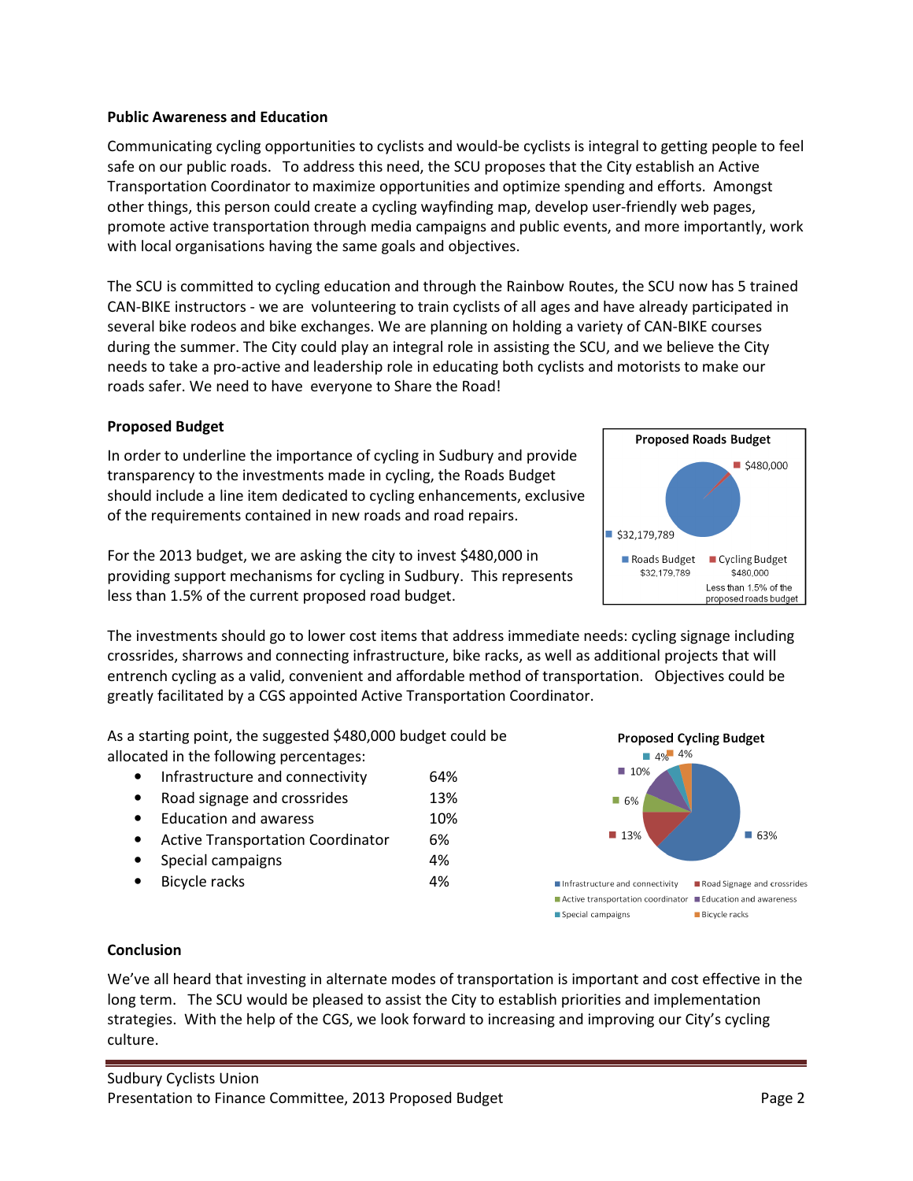**Public Awareness and Education**

Communicating cycling opportunities to cyclists and would-be cyclists is integral to getting people to feel safe on our public roads. To address this need, the SCU proposes that the City establish an Active Transportation Coordinator to maximize opportunities and optimize spending and efforts. Amongst other things, this person could create a cycling wayfinding map, develop user-friendly web pages, promote active transportation through media campaigns and public events, and more importantly, work with local organisations having the same goals and objectives.

The SCU is committed to cycling education and through the Rainbow Routes, the SCU now has 5 trained CAN-BIKE instructors - we are volunteering to train cyclists of all ages and have already participated in several bike rodeos and bike exchanges. We are planning on holding a variety of CAN-BIKE courses during the summer. The City could play an integral role in assisting the SCU, and we believe the City needs to take a pro-active and leadership role in educating both cyclists and motorists to make our roads safer. We need to have everyone to Share the Road!

**Proposed Budget**

In order to underline the importance of cycling in Sudbury and provide transparency to the investments made in cycling, the Roads Budget should include a line item dedicated to cycling enhancements, exclusive of the requirements contained in new roads and road repairs.

For the 2013 budget, we are asking the city to invest $480,000 in providing support mechanisms for cycling in Sudbury. This represents less than 1.5% of the current proposed road budget.

Proposed Roads Budget

$480,000

$32,179,789

Roads Budget $32,179,789

Cycling Budget $480,000

Less than 1.5% of the proposed roads budget

The investments should go to lower cost items that address immediate needs: cycling signage including crossrides, sharrows and connecting infrastructure, bike racks, as well as additional projects that will entrench cycling as a valid, convenient and affordable method of transportation. Objectives could be greatly facilitated by a CGS appointed Active Transportation Coordinator.

As a starting point, the suggested $480,000 budget could be allocated in the following percentages:

| | |
|---|---|
| • Infrastructure and connectivity | 64% |
| • Road signage and crossrides | 13% |
| • Education and awaress | 10% |
| • Active Transportation Coordinator | 6% |
| • Special campaigns | 4% |
| • Bicycle racks | 4% |

Proposed Cycling Budget

4% 4%

10%

6%

13%

63%

Infrastructure and connectivity

Road Signage and crossrides

Active transportation coordinator

Education and awareness

Special campaigns

Bicycle racks

**Conclusion**

We've all heard that investing in alternate modes of transportation is important and cost effective in the long term. The SCU would be pleased to assist the City to establish priorities and implementation strategies. With the help of the CGS, we look forward to increasing and improving our City's cycling culture.